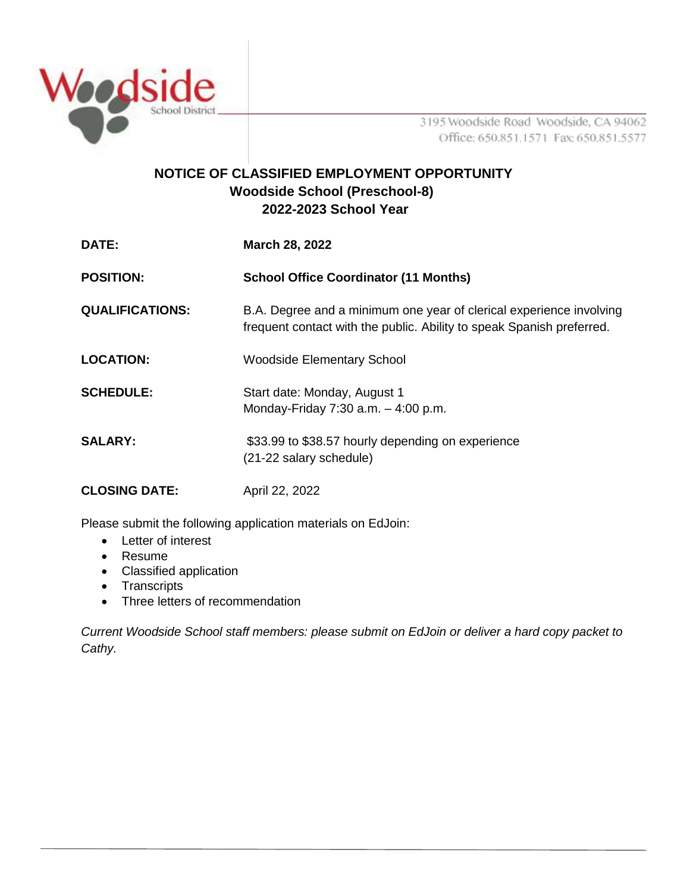Woodside School District

3195 Woodside Road Woodside, CA 94062
Office: 650.851.1571 Fax: 650.851.5577

## NOTICE OF CLASSIFIED EMPLOYMENT OPPORTUNITY
## Woodside School (Preschool-8)
## 2022-2023 School Year

**DATE:** **March 28, 2022**

**POSITION:** **School Office Coordinator (11 Months)**

**QUALIFICATIONS:** B.A. Degree and a minimum one year of clerical experience involving frequent contact with the public. Ability to speak Spanish preferred.

**LOCATION:** Woodside Elementary School

**SCHEDULE:** Start date: Monday, August 1
Monday-Friday 7:30 a.m. – 4:00 p.m.

**SALARY:** $33.99 to $38.57 hourly depending on experience
(21-22 salary schedule)

**CLOSING DATE:** April 22, 2022

Please submit the following application materials on EdJoin:

- Letter of interest
- Resume
- Classified application
- Transcripts
- Three letters of recommendation

*Current Woodside School staff members: please submit on EdJoin or deliver a hard copy packet to Cathy.*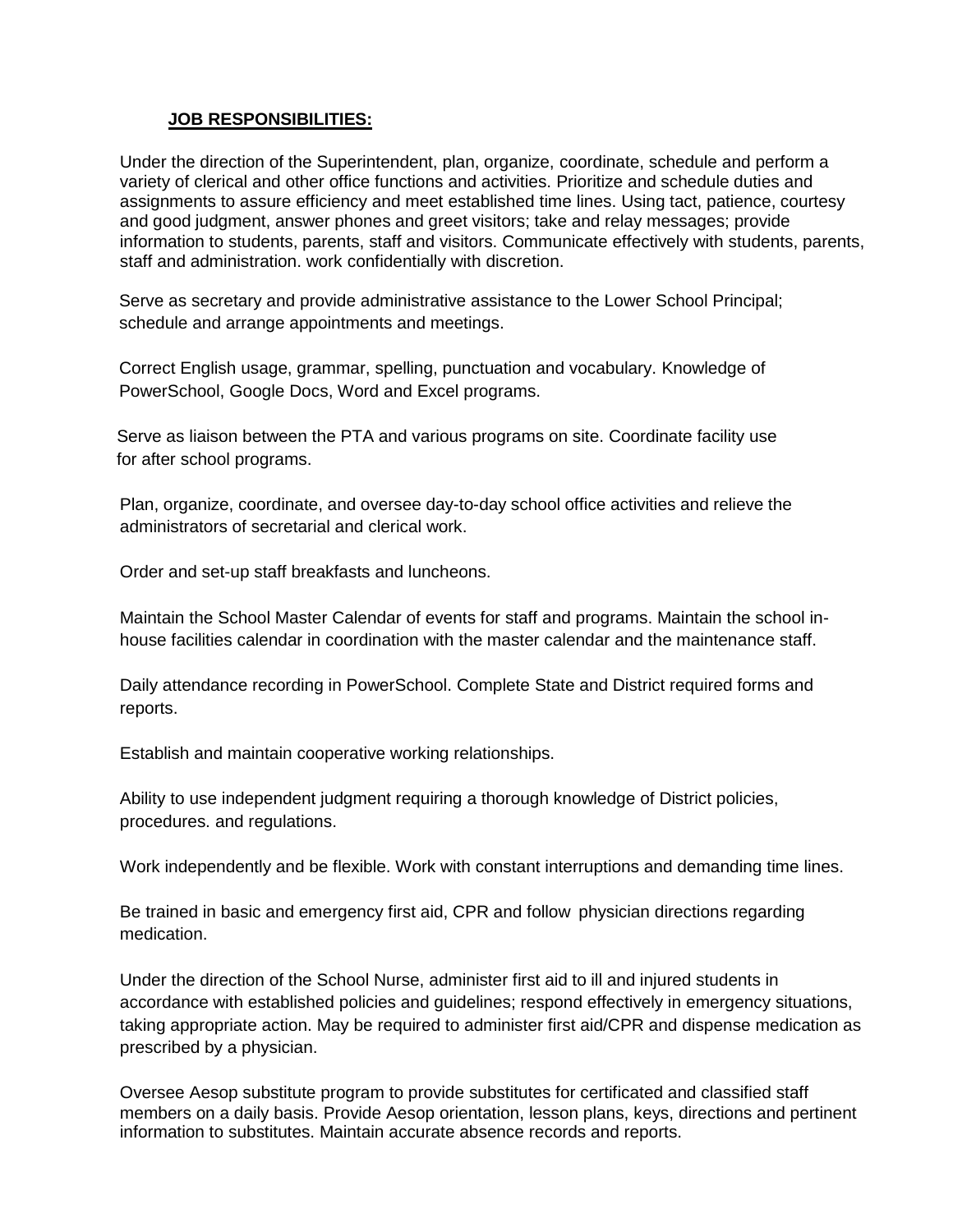**JOB RESPONSIBILITIES:**

Under the direction of the Superintendent, plan, organize, coordinate, schedule and perform a variety of clerical and other office functions and activities. Prioritize and schedule duties and assignments to assure efficiency and meet established time lines. Using tact, patience, courtesy and good judgment, answer phones and greet visitors; take and relay messages; provide information to students, parents, staff and visitors. Communicate effectively with students, parents, staff and administration. work confidentially with discretion.

Serve as secretary and provide administrative assistance to the Lower School Principal; schedule and arrange appointments and meetings.

Correct English usage, grammar, spelling, punctuation and vocabulary. Knowledge of PowerSchool, Google Docs, Word and Excel programs.

Serve as liaison between the PTA and various programs on site. Coordinate facility use for after school programs.

Plan, organize, coordinate, and oversee day-to-day school office activities and relieve the administrators of secretarial and clerical work.

Order and set-up staff breakfasts and luncheons.

Maintain the School Master Calendar of events for staff and programs. Maintain the school in-house facilities calendar in coordination with the master calendar and the maintenance staff.

Daily attendance recording in PowerSchool. Complete State and District required forms and reports.

Establish and maintain cooperative working relationships.

Ability to use independent judgment requiring a thorough knowledge of District policies, procedures. and regulations.

Work independently and be flexible. Work with constant interruptions and demanding time lines.

Be trained in basic and emergency first aid, CPR and follow physician directions regarding medication.

Under the direction of the School Nurse, administer first aid to ill and injured students in accordance with established policies and guidelines; respond effectively in emergency situations, taking appropriate action. May be required to administer first aid/CPR and dispense medication as prescribed by a physician.

Oversee Aesop substitute program to provide substitutes for certificated and classified staff members on a daily basis. Provide Aesop orientation, lesson plans, keys, directions and pertinent information to substitutes. Maintain accurate absence records and reports.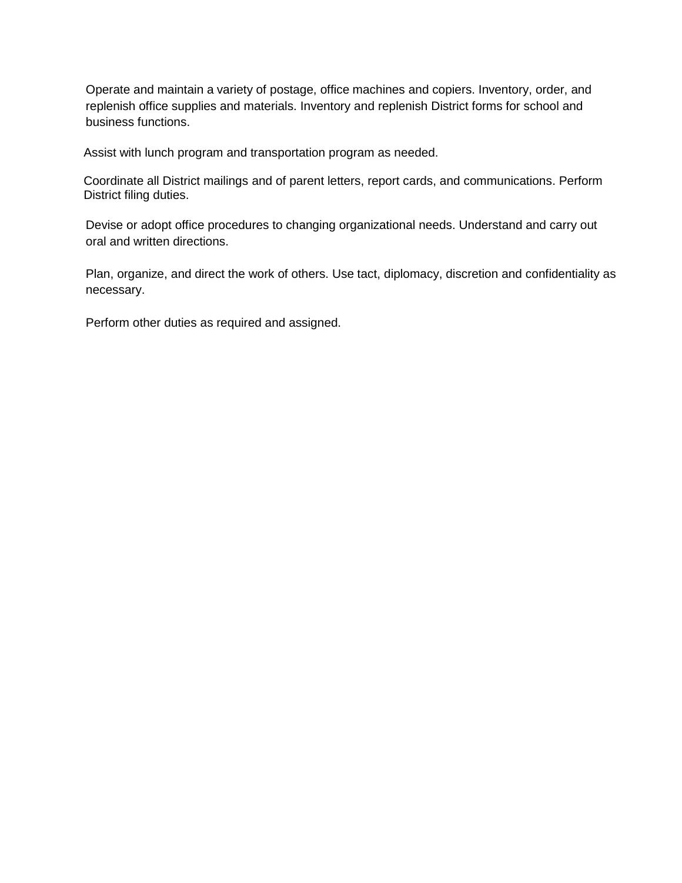Operate and maintain a variety of postage, office machines and copiers. Inventory, order, and replenish office supplies and materials. Inventory and replenish District forms for school and business functions.

Assist with lunch program and transportation program as needed.

Coordinate all District mailings and of parent letters, report cards, and communications. Perform District filing duties.

Devise or adopt office procedures to changing organizational needs. Understand and carry out oral and written directions.

Plan, organize, and direct the work of others. Use tact, diplomacy, discretion and confidentiality as necessary.

Perform other duties as required and assigned.